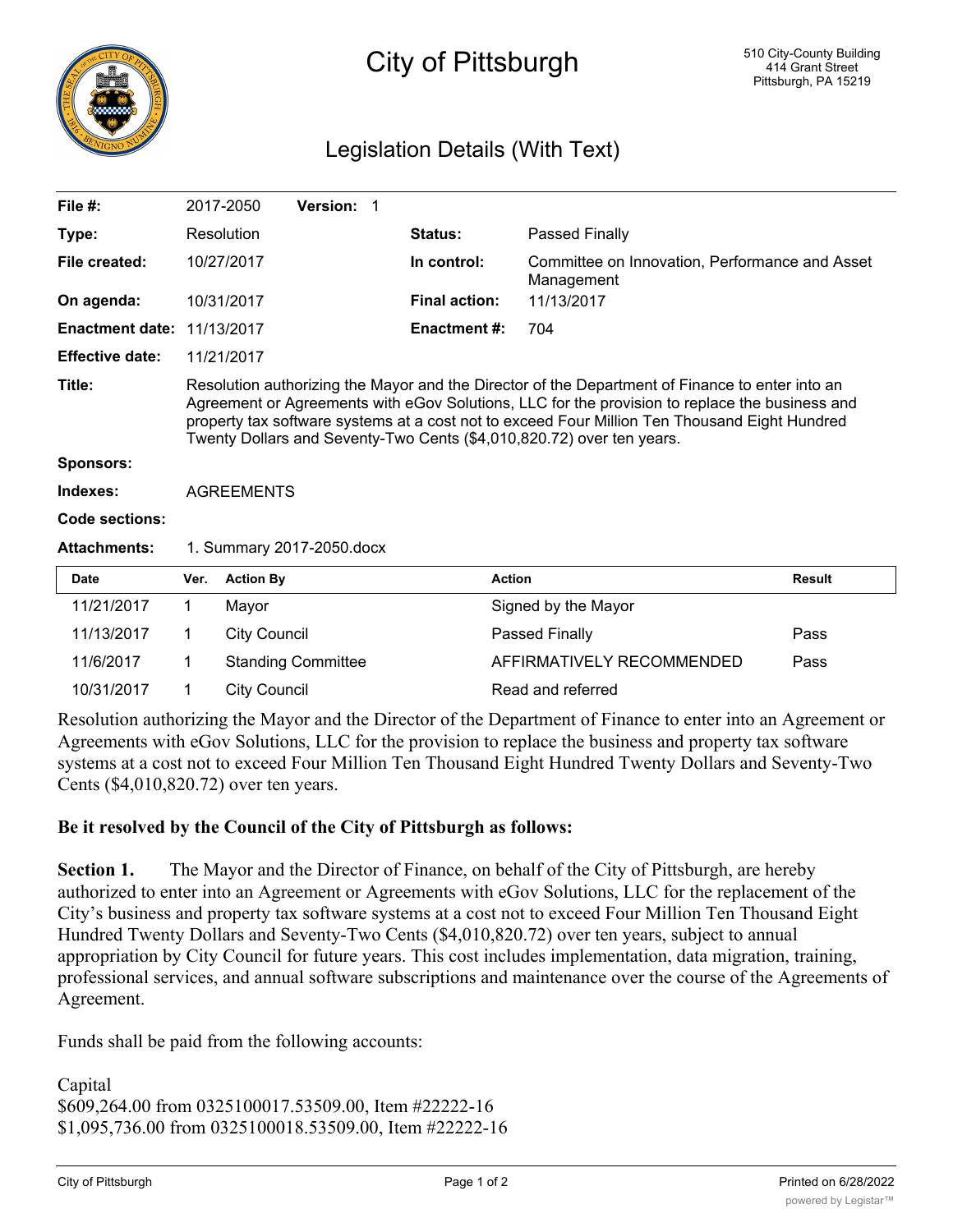# City of Pittsburgh

510 City-County Building
414 Grant Street
Pittsburgh, PA 15219

## Legislation Details (With Text)

| | | | |
|---|---|---|---|
| **File #:** | 2017-2050 **Version:** 1 | | |
| **Type:** | Resolution | **Status:** | Passed Finally |
| **File created:** | 10/27/2017 | **In control:** | Committee on Innovation, Performance and Asset Management |
| **On agenda:** | 10/31/2017 | **Final action:** | 11/13/2017 |
| **Enactment date:** | 11/13/2017 | **Enactment #:** | 704 |
| **Effective date:** | 11/21/2017 | | |

**Title:** Resolution authorizing the Mayor and the Director of the Department of Finance to enter into an Agreement or Agreements with eGov Solutions, LLC for the provision to replace the business and property tax software systems at a cost not to exceed Four Million Ten Thousand Eight Hundred Twenty Dollars and Seventy-Two Cents ($4,010,820.72) over ten years.

**Sponsors:**

**Indexes:** AGREEMENTS

**Code sections:**

**Attachments:** 1. Summary 2017-2050.docx

| Date | Ver. | Action By | Action | Result |
|---|---|---|---|---|
| 11/21/2017 | 1 | Mayor | Signed by the Mayor | |
| 11/13/2017 | 1 | City Council | Passed Finally | Pass |
| 11/6/2017 | 1 | Standing Committee | AFFIRMATIVELY RECOMMENDED | Pass |
| 10/31/2017 | 1 | City Council | Read and referred | |

Resolution authorizing the Mayor and the Director of the Department of Finance to enter into an Agreement or Agreements with eGov Solutions, LLC for the provision to replace the business and property tax software systems at a cost not to exceed Four Million Ten Thousand Eight Hundred Twenty Dollars and Seventy-Two Cents ($4,010,820.72) over ten years.

**Be it resolved by the Council of the City of Pittsburgh as follows:**

**Section 1.** The Mayor and the Director of Finance, on behalf of the City of Pittsburgh, are hereby authorized to enter into an Agreement or Agreements with eGov Solutions, LLC for the replacement of the City's business and property tax software systems at a cost not to exceed Four Million Ten Thousand Eight Hundred Twenty Dollars and Seventy-Two Cents ($4,010,820.72) over ten years, subject to annual appropriation by City Council for future years. This cost includes implementation, data migration, training, professional services, and annual software subscriptions and maintenance over the course of the Agreements of Agreement.

Funds shall be paid from the following accounts:

Capital
$609,264.00 from 0325100017.53509.00, Item #22222-16
$1,095,736.00 from 0325100018.53509.00, Item #22222-16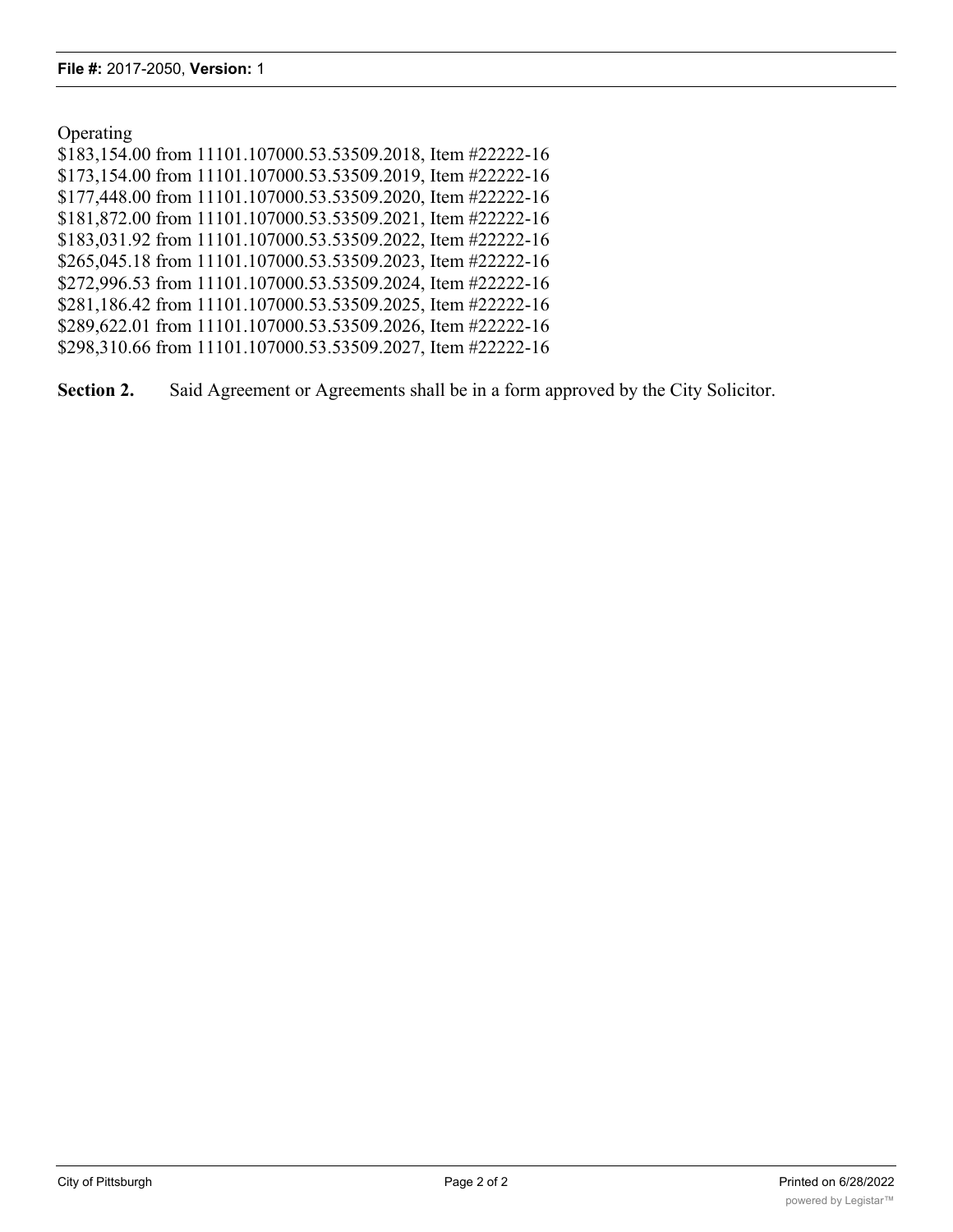Operating
$183,154.00 from 11101.107000.53.53509.2018, Item #22222-16
$173,154.00 from 11101.107000.53.53509.2019, Item #22222-16
$177,448.00 from 11101.107000.53.53509.2020, Item #22222-16
$181,872.00 from 11101.107000.53.53509.2021, Item #22222-16
$183,031.92 from 11101.107000.53.53509.2022, Item #22222-16
$265,045.18 from 11101.107000.53.53509.2023, Item #22222-16
$272,996.53 from 11101.107000.53.53509.2024, Item #22222-16
$281,186.42 from 11101.107000.53.53509.2025, Item #22222-16
$289,622.01 from 11101.107000.53.53509.2026, Item #22222-16
$298,310.66 from 11101.107000.53.53509.2027, Item #22222-16

**Section 2.** Said Agreement or Agreements shall be in a form approved by the City Solicitor.